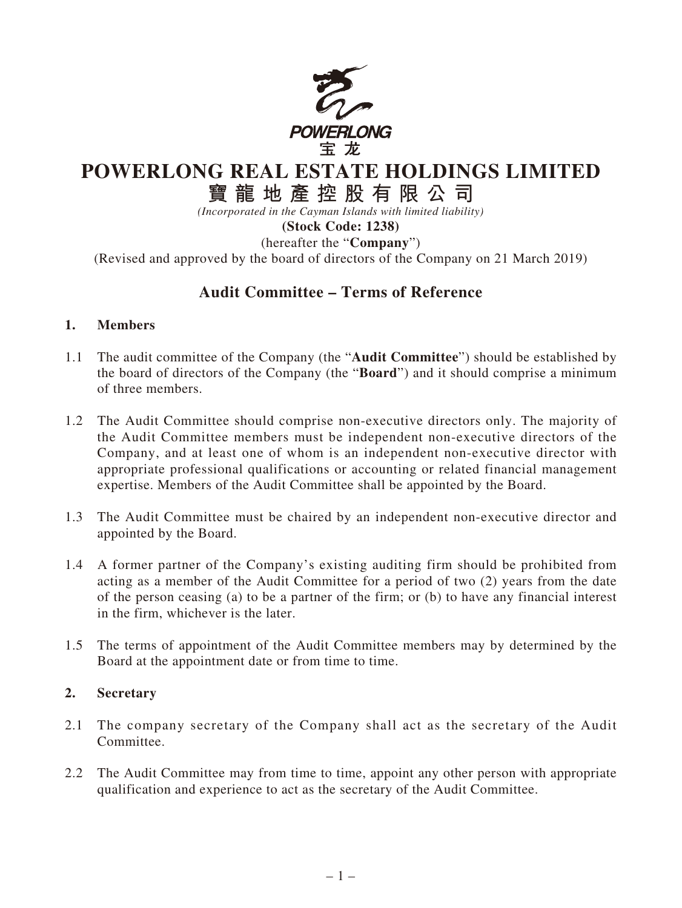POWERLONG
宝 龙

# POWERLONG REAL ESTATE HOLDINGS LIMITED

# 寶龍地產控股有限公司

*(Incorporated in the Cayman Islands with limited liability)*

**(Stock Code: 1238)**

(hereafter the "**Company**")

(Revised and approved by the board of directors of the Company on 21 March 2019)

## Audit Committee – Terms of Reference

### 1. Members

1.1 The audit committee of the Company (the "**Audit Committee**") should be established by the board of directors of the Company (the "**Board**") and it should comprise a minimum of three members.

1.2 The Audit Committee should comprise non-executive directors only. The majority of the Audit Committee members must be independent non-executive directors of the Company, and at least one of whom is an independent non-executive director with appropriate professional qualifications or accounting or related financial management expertise. Members of the Audit Committee shall be appointed by the Board.

1.3 The Audit Committee must be chaired by an independent non-executive director and appointed by the Board.

1.4 A former partner of the Company's existing auditing firm should be prohibited from acting as a member of the Audit Committee for a period of two (2) years from the date of the person ceasing (a) to be a partner of the firm; or (b) to have any financial interest in the firm, whichever is the later.

1.5 The terms of appointment of the Audit Committee members may by determined by the Board at the appointment date or from time to time.

### 2. Secretary

2.1 The company secretary of the Company shall act as the secretary of the Audit Committee.

2.2 The Audit Committee may from time to time, appoint any other person with appropriate qualification and experience to act as the secretary of the Audit Committee.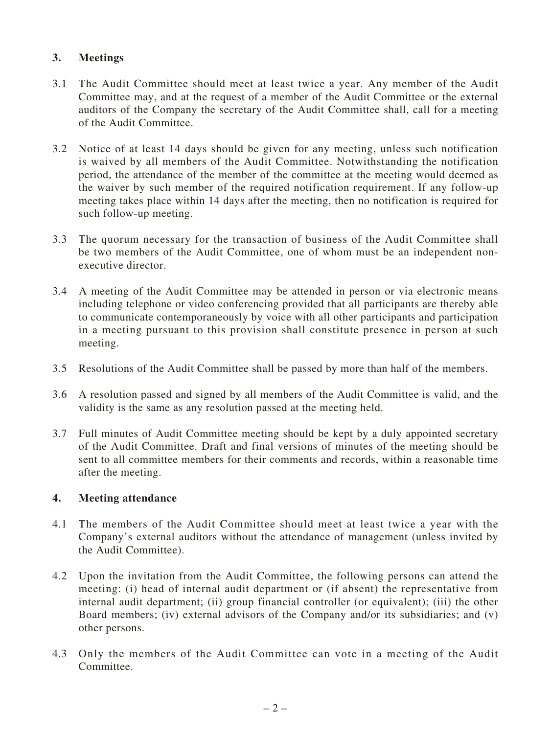## 3. Meetings

3.1 The Audit Committee should meet at least twice a year. Any member of the Audit Committee may, and at the request of a member of the Audit Committee or the external auditors of the Company the secretary of the Audit Committee shall, call for a meeting of the Audit Committee.

3.2 Notice of at least 14 days should be given for any meeting, unless such notification is waived by all members of the Audit Committee. Notwithstanding the notification period, the attendance of the member of the committee at the meeting would deemed as the waiver by such member of the required notification requirement. If any follow-up meeting takes place within 14 days after the meeting, then no notification is required for such follow-up meeting.

3.3 The quorum necessary for the transaction of business of the Audit Committee shall be two members of the Audit Committee, one of whom must be an independent non-executive director.

3.4 A meeting of the Audit Committee may be attended in person or via electronic means including telephone or video conferencing provided that all participants are thereby able to communicate contemporaneously by voice with all other participants and participation in a meeting pursuant to this provision shall constitute presence in person at such meeting.

3.5 Resolutions of the Audit Committee shall be passed by more than half of the members.

3.6 A resolution passed and signed by all members of the Audit Committee is valid, and the validity is the same as any resolution passed at the meeting held.

3.7 Full minutes of Audit Committee meeting should be kept by a duly appointed secretary of the Audit Committee. Draft and final versions of minutes of the meeting should be sent to all committee members for their comments and records, within a reasonable time after the meeting.

## 4. Meeting attendance

4.1 The members of the Audit Committee should meet at least twice a year with the Company's external auditors without the attendance of management (unless invited by the Audit Committee).

4.2 Upon the invitation from the Audit Committee, the following persons can attend the meeting: (i) head of internal audit department or (if absent) the representative from internal audit department; (ii) group financial controller (or equivalent); (iii) the other Board members; (iv) external advisors of the Company and/or its subsidiaries; and (v) other persons.

4.3 Only the members of the Audit Committee can vote in a meeting of the Audit Committee.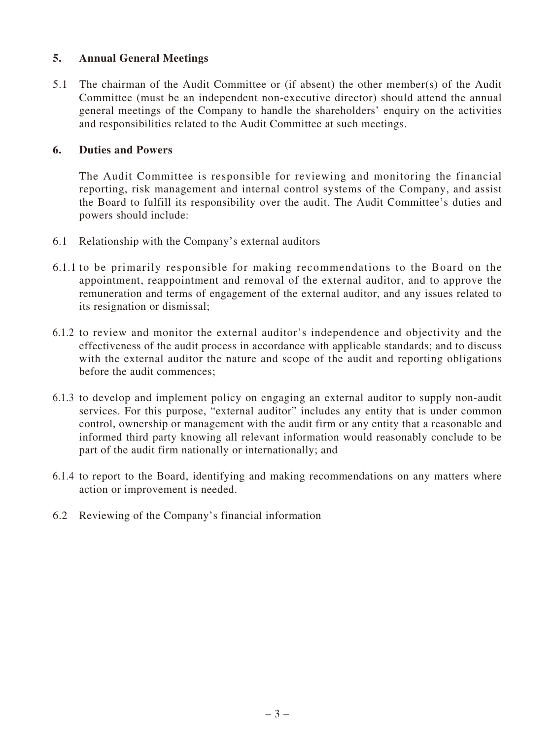## 5. Annual General Meetings

5.1 The chairman of the Audit Committee or (if absent) the other member(s) of the Audit Committee (must be an independent non-executive director) should attend the annual general meetings of the Company to handle the shareholders' enquiry on the activities and responsibilities related to the Audit Committee at such meetings.

## 6. Duties and Powers

The Audit Committee is responsible for reviewing and monitoring the financial reporting, risk management and internal control systems of the Company, and assist the Board to fulfill its responsibility over the audit. The Audit Committee's duties and powers should include:

6.1 Relationship with the Company's external auditors

6.1.1 to be primarily responsible for making recommendations to the Board on the appointment, reappointment and removal of the external auditor, and to approve the remuneration and terms of engagement of the external auditor, and any issues related to its resignation or dismissal;

6.1.2 to review and monitor the external auditor's independence and objectivity and the effectiveness of the audit process in accordance with applicable standards; and to discuss with the external auditor the nature and scope of the audit and reporting obligations before the audit commences;

6.1.3 to develop and implement policy on engaging an external auditor to supply non-audit services. For this purpose, "external auditor" includes any entity that is under common control, ownership or management with the audit firm or any entity that a reasonable and informed third party knowing all relevant information would reasonably conclude to be part of the audit firm nationally or internationally; and

6.1.4 to report to the Board, identifying and making recommendations on any matters where action or improvement is needed.

6.2 Reviewing of the Company's financial information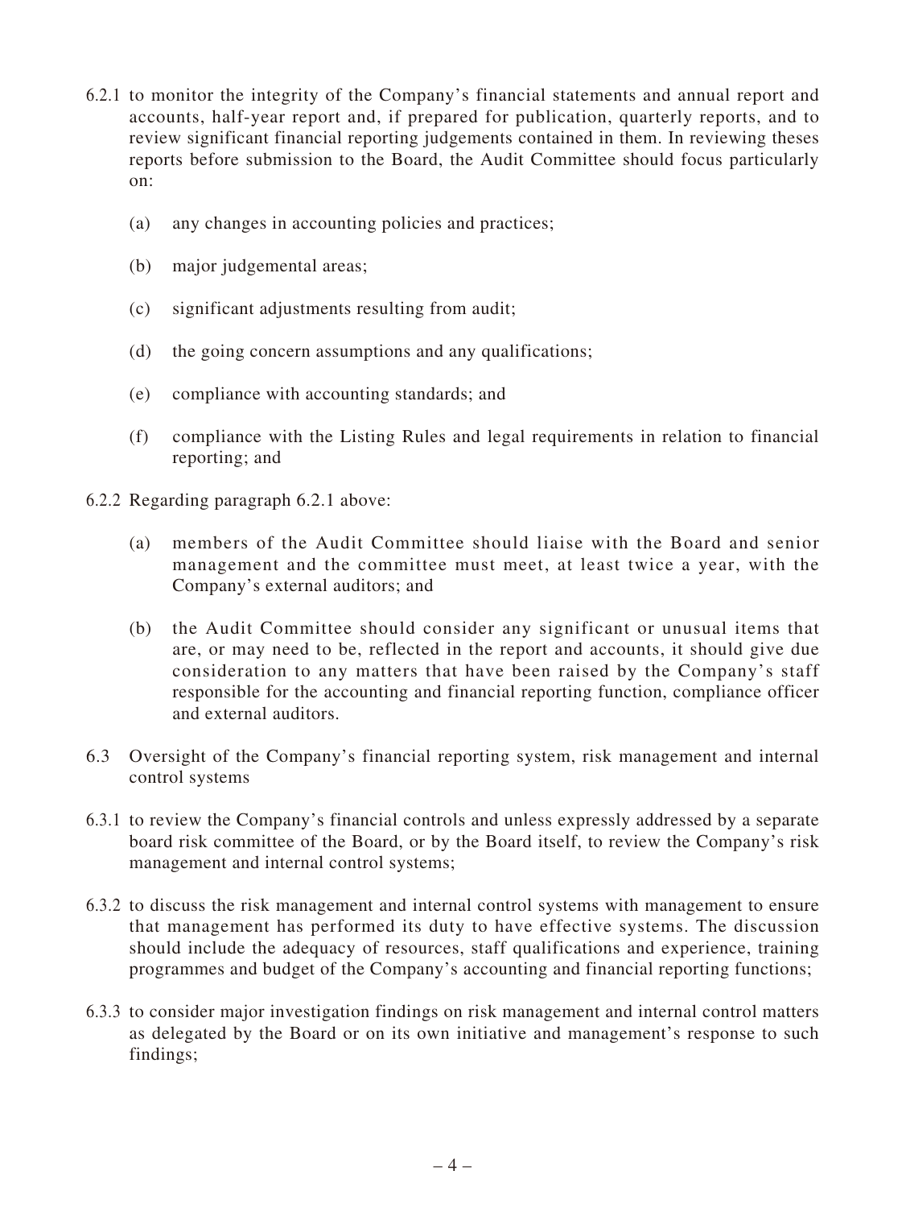6.2.1 to monitor the integrity of the Company's financial statements and annual report and accounts, half-year report and, if prepared for publication, quarterly reports, and to review significant financial reporting judgements contained in them. In reviewing theses reports before submission to the Board, the Audit Committee should focus particularly on:

(a) any changes in accounting policies and practices;

(b) major judgemental areas;

(c) significant adjustments resulting from audit;

(d) the going concern assumptions and any qualifications;

(e) compliance with accounting standards; and

(f) compliance with the Listing Rules and legal requirements in relation to financial reporting; and

6.2.2 Regarding paragraph 6.2.1 above:

(a) members of the Audit Committee should liaise with the Board and senior management and the committee must meet, at least twice a year, with the Company's external auditors; and

(b) the Audit Committee should consider any significant or unusual items that are, or may need to be, reflected in the report and accounts, it should give due consideration to any matters that have been raised by the Company's staff responsible for the accounting and financial reporting function, compliance officer and external auditors.

6.3 Oversight of the Company's financial reporting system, risk management and internal control systems

6.3.1 to review the Company's financial controls and unless expressly addressed by a separate board risk committee of the Board, or by the Board itself, to review the Company's risk management and internal control systems;

6.3.2 to discuss the risk management and internal control systems with management to ensure that management has performed its duty to have effective systems. The discussion should include the adequacy of resources, staff qualifications and experience, training programmes and budget of the Company's accounting and financial reporting functions;

6.3.3 to consider major investigation findings on risk management and internal control matters as delegated by the Board or on its own initiative and management's response to such findings;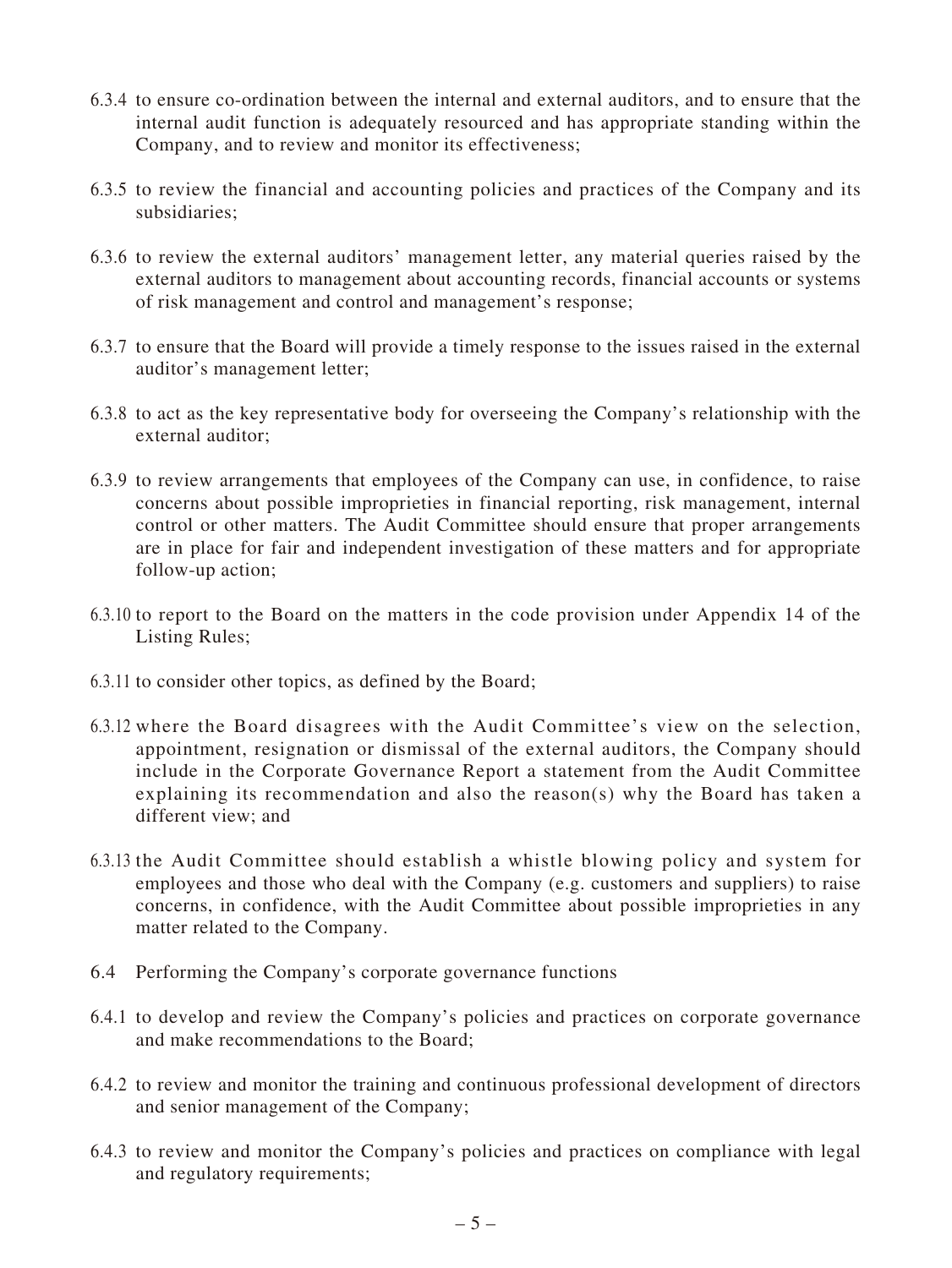6.3.4 to ensure co-ordination between the internal and external auditors, and to ensure that the internal audit function is adequately resourced and has appropriate standing within the Company, and to review and monitor its effectiveness;

6.3.5 to review the financial and accounting policies and practices of the Company and its subsidiaries;

6.3.6 to review the external auditors' management letter, any material queries raised by the external auditors to management about accounting records, financial accounts or systems of risk management and control and management's response;

6.3.7 to ensure that the Board will provide a timely response to the issues raised in the external auditor's management letter;

6.3.8 to act as the key representative body for overseeing the Company's relationship with the external auditor;

6.3.9 to review arrangements that employees of the Company can use, in confidence, to raise concerns about possible improprieties in financial reporting, risk management, internal control or other matters. The Audit Committee should ensure that proper arrangements are in place for fair and independent investigation of these matters and for appropriate follow-up action;

6.3.10 to report to the Board on the matters in the code provision under Appendix 14 of the Listing Rules;

6.3.11 to consider other topics, as defined by the Board;

6.3.12 where the Board disagrees with the Audit Committee's view on the selection, appointment, resignation or dismissal of the external auditors, the Company should include in the Corporate Governance Report a statement from the Audit Committee explaining its recommendation and also the reason(s) why the Board has taken a different view; and

6.3.13 the Audit Committee should establish a whistle blowing policy and system for employees and those who deal with the Company (e.g. customers and suppliers) to raise concerns, in confidence, with the Audit Committee about possible improprieties in any matter related to the Company.

6.4 Performing the Company's corporate governance functions

6.4.1 to develop and review the Company's policies and practices on corporate governance and make recommendations to the Board;

6.4.2 to review and monitor the training and continuous professional development of directors and senior management of the Company;

6.4.3 to review and monitor the Company's policies and practices on compliance with legal and regulatory requirements;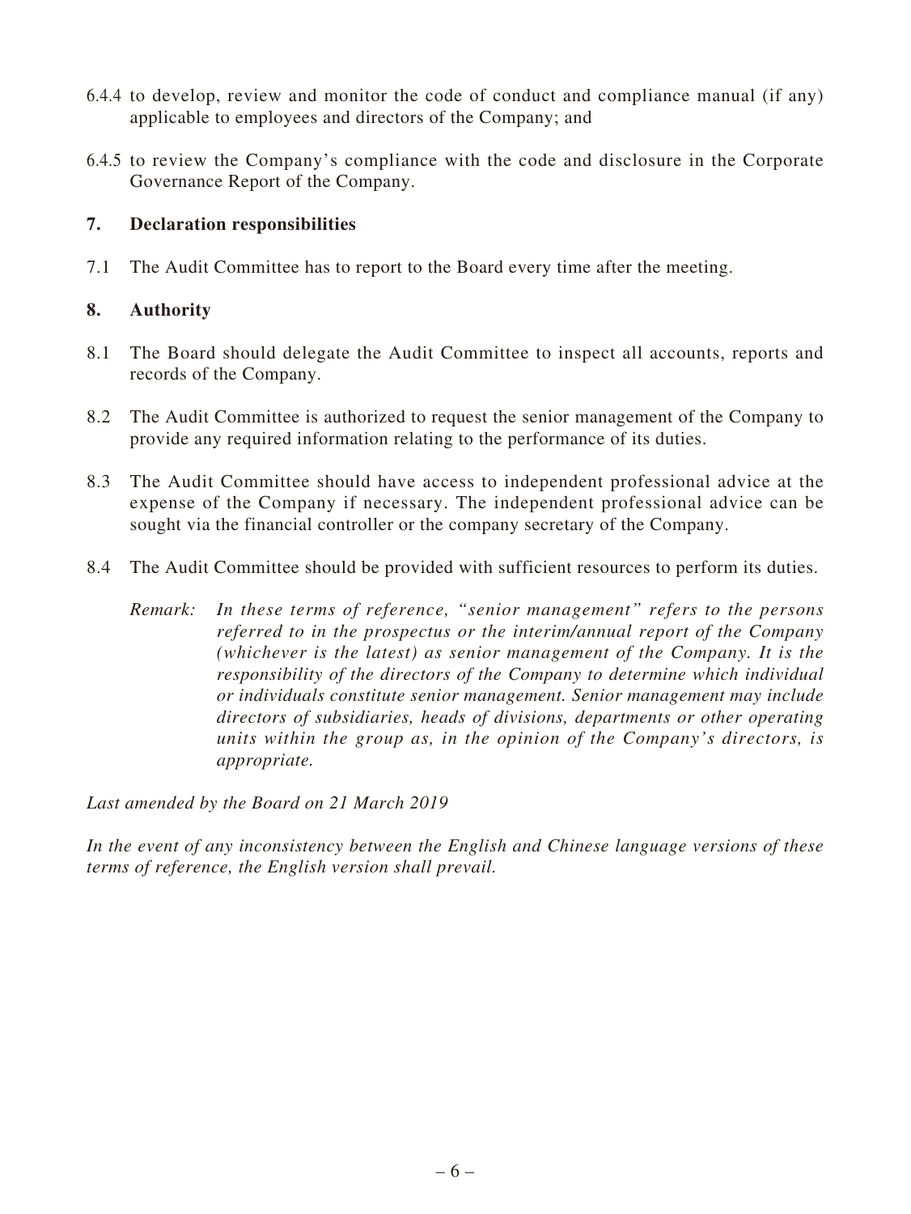6.4.4 to develop, review and monitor the code of conduct and compliance manual (if any) applicable to employees and directors of the Company; and

6.4.5 to review the Company's compliance with the code and disclosure in the Corporate Governance Report of the Company.

## 7. Declaration responsibilities

7.1 The Audit Committee has to report to the Board every time after the meeting.

## 8. Authority

8.1 The Board should delegate the Audit Committee to inspect all accounts, reports and records of the Company.

8.2 The Audit Committee is authorized to request the senior management of the Company to provide any required information relating to the performance of its duties.

8.3 The Audit Committee should have access to independent professional advice at the expense of the Company if necessary. The independent professional advice can be sought via the financial controller or the company secretary of the Company.

8.4 The Audit Committee should be provided with sufficient resources to perform its duties.

*Remark: In these terms of reference, "senior management" refers to the persons referred to in the prospectus or the interim/annual report of the Company (whichever is the latest) as senior management of the Company. It is the responsibility of the directors of the Company to determine which individual or individuals constitute senior management. Senior management may include directors of subsidiaries, heads of divisions, departments or other operating units within the group as, in the opinion of the Company's directors, is appropriate.*

*Last amended by the Board on 21 March 2019*

*In the event of any inconsistency between the English and Chinese language versions of these terms of reference, the English version shall prevail.*